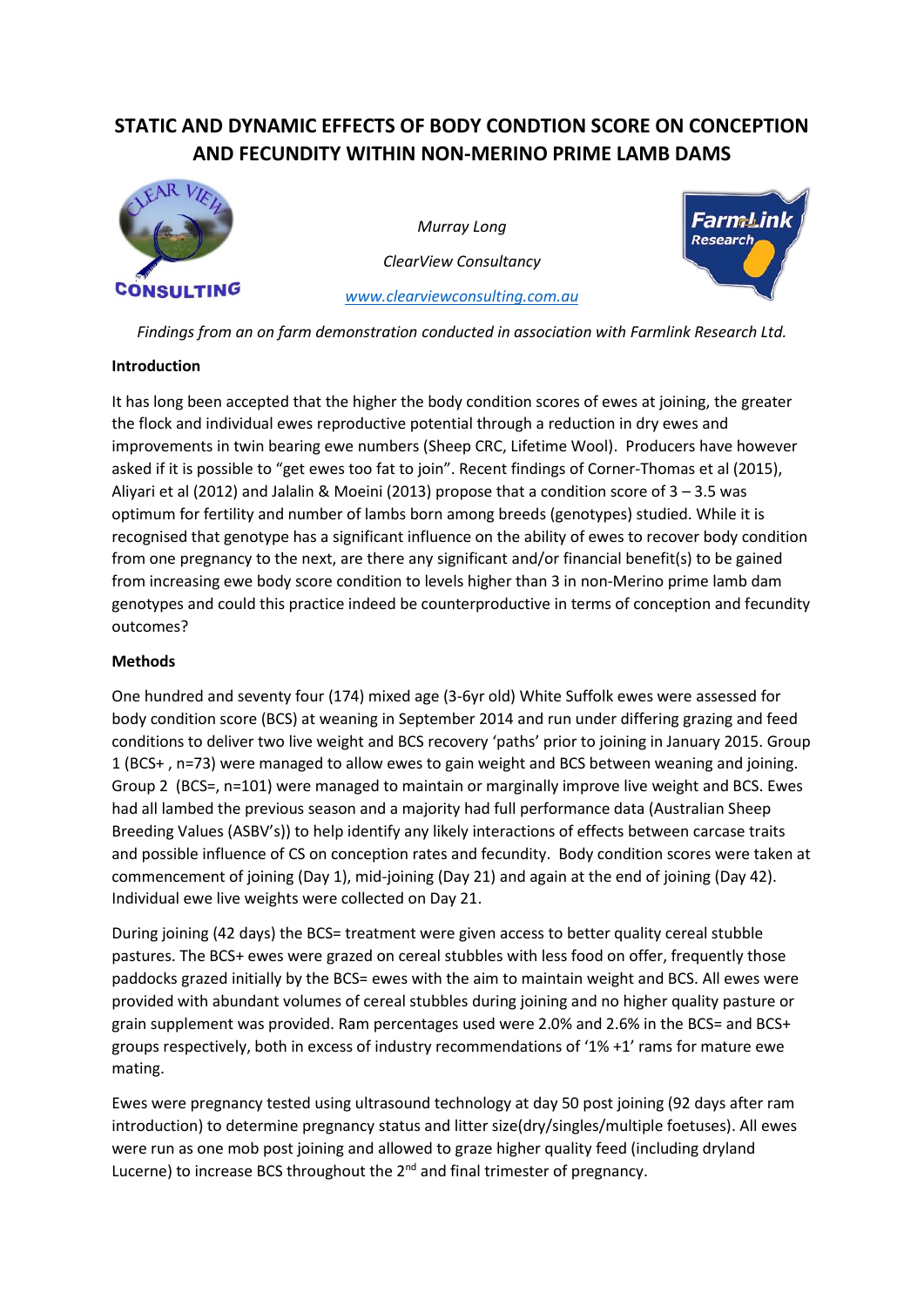# STATIC AND DYNAMIC EFFECTS OF BODY CONDTION SCORE ON CONCEPTION AND FECUNDITY WITHIN NON-MERINO PRIME LAMB DAMS

*Murray Long*

*ClearView Consultancy*

*www.clearviewconsulting.com.au*

*Findings from an on farm demonstration conducted in association with Farmlink Research Ltd.*

**Introduction**

It has long been accepted that the higher the body condition scores of ewes at joining, the greater the flock and individual ewes reproductive potential through a reduction in dry ewes and improvements in twin bearing ewe numbers (Sheep CRC, Lifetime Wool). Producers have however asked if it is possible to "get ewes too fat to join". Recent findings of Corner-Thomas et al (2015), Aliyari et al (2012) and Jalalin & Moeini (2013) propose that a condition score of 3 – 3.5 was optimum for fertility and number of lambs born among breeds (genotypes) studied. While it is recognised that genotype has a significant influence on the ability of ewes to recover body condition from one pregnancy to the next, are there any significant and/or financial benefit(s) to be gained from increasing ewe body score condition to levels higher than 3 in non-Merino prime lamb dam genotypes and could this practice indeed be counterproductive in terms of conception and fecundity outcomes?

**Methods**

One hundred and seventy four (174) mixed age (3-6yr old) White Suffolk ewes were assessed for body condition score (BCS) at weaning in September 2014 and run under differing grazing and feed conditions to deliver two live weight and BCS recovery 'paths' prior to joining in January 2015. Group 1 (BCS+ , n=73) were managed to allow ewes to gain weight and BCS between weaning and joining. Group 2 (BCS=, n=101) were managed to maintain or marginally improve live weight and BCS. Ewes had all lambed the previous season and a majority had full performance data (Australian Sheep Breeding Values (ASBV's)) to help identify any likely interactions of effects between carcase traits and possible influence of CS on conception rates and fecundity. Body condition scores were taken at commencement of joining (Day 1), mid-joining (Day 21) and again at the end of joining (Day 42). Individual ewe live weights were collected on Day 21.

During joining (42 days) the BCS= treatment were given access to better quality cereal stubble pastures. The BCS+ ewes were grazed on cereal stubbles with less food on offer, frequently those paddocks grazed initially by the BCS= ewes with the aim to maintain weight and BCS. All ewes were provided with abundant volumes of cereal stubbles during joining and no higher quality pasture or grain supplement was provided. Ram percentages used were 2.0% and 2.6% in the BCS= and BCS+ groups respectively, both in excess of industry recommendations of '1% +1' rams for mature ewe mating.

Ewes were pregnancy tested using ultrasound technology at day 50 post joining (92 days after ram introduction) to determine pregnancy status and litter size(dry/singles/multiple foetuses). All ewes were run as one mob post joining and allowed to graze higher quality feed (including dryland Lucerne) to increase BCS throughout the 2nd and final trimester of pregnancy.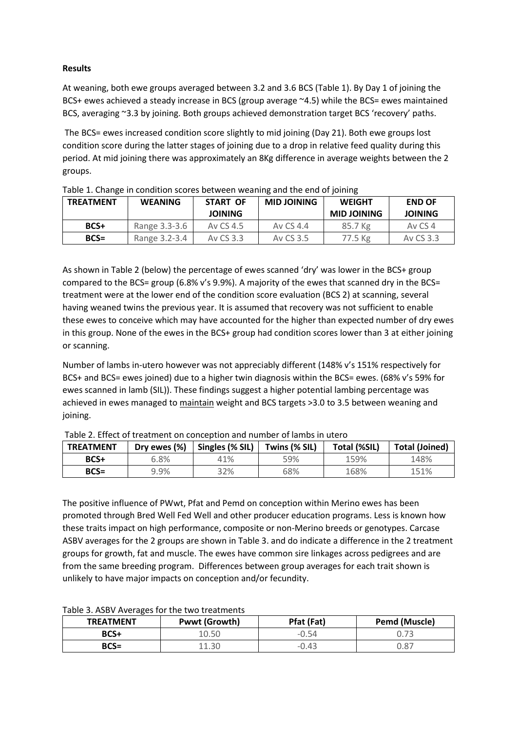**Results**

At weaning, both ewe groups averaged between 3.2 and 3.6 BCS (Table 1). By Day 1 of joining the BCS+ ewes achieved a steady increase in BCS (group average ~4.5) while the BCS= ewes maintained BCS, averaging ~3.3 by joining. Both groups achieved demonstration target BCS 'recovery' paths.

The BCS= ewes increased condition score slightly to mid joining (Day 21). Both ewe groups lost condition score during the latter stages of joining due to a drop in relative feed quality during this period. At mid joining there was approximately an 8Kg difference in average weights between the 2 groups.

Table 1. Change in condition scores between weaning and the end of joining

| TREATMENT | WEANING | START OF JOINING | MID JOINING | WEIGHT MID JOINING | END OF JOINING |
|---|---|---|---|---|---|
| BCS+ | Range 3.3-3.6 | Av CS 4.5 | Av CS 4.4 | 85.7 Kg | Av CS 4 |
| BCS= | Range 3.2-3.4 | Av CS 3.3 | Av CS 3.5 | 77.5 Kg | Av CS 3.3 |

As shown in Table 2 (below) the percentage of ewes scanned 'dry' was lower in the BCS+ group compared to the BCS= group (6.8% v's 9.9%). A majority of the ewes that scanned dry in the BCS= treatment were at the lower end of the condition score evaluation (BCS 2) at scanning, several having weaned twins the previous year. It is assumed that recovery was not sufficient to enable these ewes to conceive which may have accounted for the higher than expected number of dry ewes in this group. None of the ewes in the BCS+ group had condition scores lower than 3 at either joining or scanning.

Number of lambs in-utero however was not appreciably different (148% v's 151% respectively for BCS+ and BCS= ewes joined) due to a higher twin diagnosis within the BCS= ewes. (68% v's 59% for ewes scanned in lamb (SIL)). These findings suggest a higher potential lambing percentage was achieved in ewes managed to <u>maintain</u> weight and BCS targets >3.0 to 3.5 between weaning and joining.

Table 2. Effect of treatment on conception and number of lambs in utero

| TREATMENT | Dry ewes (%) | Singles (% SIL) | Twins (% SIL) | Total (%SIL) | Total (Joined) |
|---|---|---|---|---|---|
| BCS+ | 6.8% | 41% | 59% | 159% | 148% |
| BCS= | 9.9% | 32% | 68% | 168% | 151% |

The positive influence of PWwt, Pfat and Pemd on conception within Merino ewes has been promoted through Bred Well Fed Well and other producer education programs. Less is known how these traits impact on high performance, composite or non-Merino breeds or genotypes. Carcase ASBV averages for the 2 groups are shown in Table 3. and do indicate a difference in the 2 treatment groups for growth, fat and muscle. The ewes have common sire linkages across pedigrees and are from the same breeding program. Differences between group averages for each trait shown is unlikely to have major impacts on conception and/or fecundity.

Table 3. ASBV Averages for the two treatments

| TREATMENT | Pwwt (Growth) | Pfat (Fat) | Pemd (Muscle) |
|---|---|---|---|
| BCS+ | 10.50 | -0.54 | 0.73 |
| BCS= | 11.30 | -0.43 | 0.87 |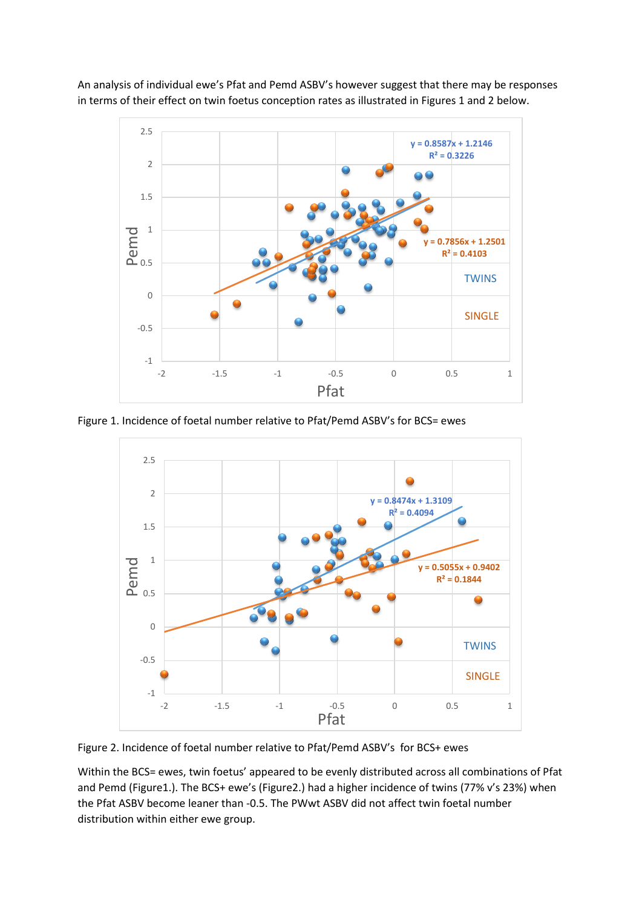An analysis of individual ewe's Pfat and Pemd ASBV's however suggest that there may be responses in terms of their effect on twin foetus conception rates as illustrated in Figures 1 and 2 below.

Figure 1. Incidence of foetal number relative to Pfat/Pemd ASBV's for BCS= ewes

Figure 2. Incidence of foetal number relative to Pfat/Pemd ASBV's for BCS+ ewes

Within the BCS= ewes, twin foetus' appeared to be evenly distributed across all combinations of Pfat and Pemd (Figure1.). The BCS+ ewe's (Figure2.) had a higher incidence of twins (77% v's 23%) when the Pfat ASBV become leaner than -0.5. The PWwt ASBV did not affect twin foetal number distribution within either ewe group.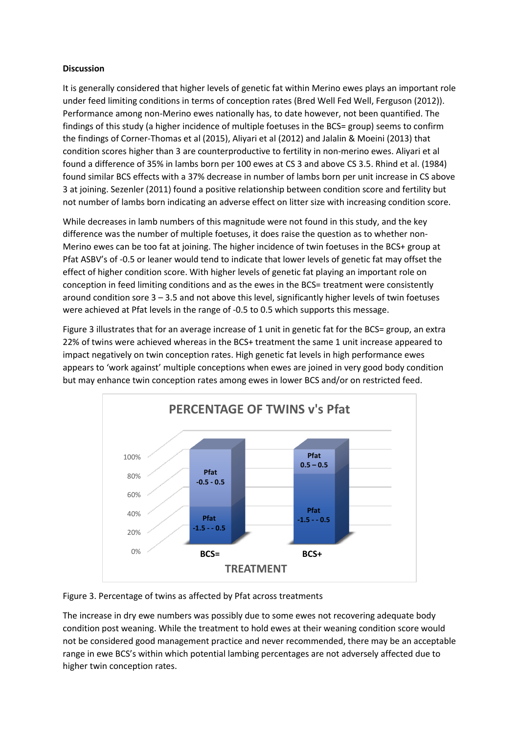**Discussion**

It is generally considered that higher levels of genetic fat within Merino ewes plays an important role under feed limiting conditions in terms of conception rates (Bred Well Fed Well, Ferguson (2012)). Performance among non-Merino ewes nationally has, to date however, not been quantified. The findings of this study (a higher incidence of multiple foetuses in the BCS= group) seems to confirm the findings of Corner-Thomas et al (2015), Aliyari et al (2012) and Jalalin & Moeini (2013) that condition scores higher than 3 are counterproductive to fertility in non-merino ewes. Aliyari et al found a difference of 35% in lambs born per 100 ewes at CS 3 and above CS 3.5. Rhind et al. (1984) found similar BCS effects with a 37% decrease in number of lambs born per unit increase in CS above 3 at joining. Sezenler (2011) found a positive relationship between condition score and fertility but not number of lambs born indicating an adverse effect on litter size with increasing condition score.

While decreases in lamb numbers of this magnitude were not found in this study, and the key difference was the number of multiple foetuses, it does raise the question as to whether non-Merino ewes can be too fat at joining. The higher incidence of twin foetuses in the BCS+ group at Pfat ASBV's of -0.5 or leaner would tend to indicate that lower levels of genetic fat may offset the effect of higher condition score. With higher levels of genetic fat playing an important role on conception in feed limiting conditions and as the ewes in the BCS= treatment were consistently around condition sore 3 – 3.5 and not above this level, significantly higher levels of twin foetuses were achieved at Pfat levels in the range of -0.5 to 0.5 which supports this message.

Figure 3 illustrates that for an average increase of 1 unit in genetic fat for the BCS= group, an extra 22% of twins were achieved whereas in the BCS+ treatment the same 1 unit increase appeared to impact negatively on twin conception rates. High genetic fat levels in high performance ewes appears to 'work against' multiple conceptions when ewes are joined in very good body condition but may enhance twin conception rates among ewes in lower BCS and/or on restricted feed.

Figure 3. Percentage of twins as affected by Pfat across treatments

The increase in dry ewe numbers was possibly due to some ewes not recovering adequate body condition post weaning. While the treatment to hold ewes at their weaning condition score would not be considered good management practice and never recommended, there may be an acceptable range in ewe BCS's within which potential lambing percentages are not adversely affected due to higher twin conception rates.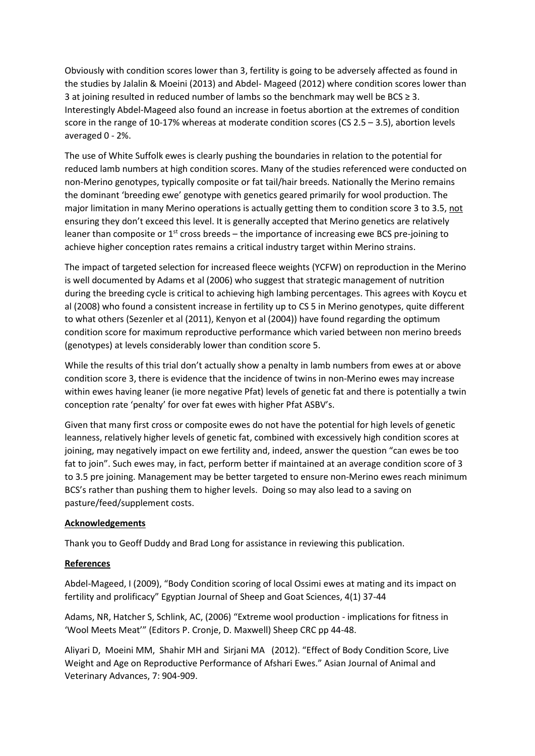Obviously with condition scores lower than 3, fertility is going to be adversely affected as found in the studies by Jalalin & Moeini (2013) and Abdel- Mageed (2012) where condition scores lower than 3 at joining resulted in reduced number of lambs so the benchmark may well be BCS ≥ 3. Interestingly Abdel-Mageed also found an increase in foetus abortion at the extremes of condition score in the range of 10-17% whereas at moderate condition scores (CS 2.5 – 3.5), abortion levels averaged 0 - 2%.

The use of White Suffolk ewes is clearly pushing the boundaries in relation to the potential for reduced lamb numbers at high condition scores. Many of the studies referenced were conducted on non-Merino genotypes, typically composite or fat tail/hair breeds. Nationally the Merino remains the dominant 'breeding ewe' genotype with genetics geared primarily for wool production. The major limitation in many Merino operations is actually getting them to condition score 3 to 3.5, <u>not</u> ensuring they don't exceed this level. It is generally accepted that Merino genetics are relatively leaner than composite or 1st cross breeds – the importance of increasing ewe BCS pre-joining to achieve higher conception rates remains a critical industry target within Merino strains.

The impact of targeted selection for increased fleece weights (YCFW) on reproduction in the Merino is well documented by Adams et al (2006) who suggest that strategic management of nutrition during the breeding cycle is critical to achieving high lambing percentages. This agrees with Koycu et al (2008) who found a consistent increase in fertility up to CS 5 in Merino genotypes, quite different to what others (Sezenler et al (2011), Kenyon et al (2004)) have found regarding the optimum condition score for maximum reproductive performance which varied between non merino breeds (genotypes) at levels considerably lower than condition score 5.

While the results of this trial don't actually show a penalty in lamb numbers from ewes at or above condition score 3, there is evidence that the incidence of twins in non-Merino ewes may increase within ewes having leaner (ie more negative Pfat) levels of genetic fat and there is potentially a twin conception rate 'penalty' for over fat ewes with higher Pfat ASBV's.

Given that many first cross or composite ewes do not have the potential for high levels of genetic leanness, relatively higher levels of genetic fat, combined with excessively high condition scores at joining, may negatively impact on ewe fertility and, indeed, answer the question "can ewes be too fat to join". Such ewes may, in fact, perform better if maintained at an average condition score of 3 to 3.5 pre joining. Management may be better targeted to ensure non-Merino ewes reach minimum BCS's rather than pushing them to higher levels. Doing so may also lead to a saving on pasture/feed/supplement costs.

**<u>Acknowledgements</u>**

Thank you to Geoff Duddy and Brad Long for assistance in reviewing this publication.

**<u>References</u>**

Abdel-Mageed, I (2009), "Body Condition scoring of local Ossimi ewes at mating and its impact on fertility and prolificacy" Egyptian Journal of Sheep and Goat Sciences, 4(1) 37-44

Adams, NR, Hatcher S, Schlink, AC, (2006) "Extreme wool production - implications for fitness in 'Wool Meets Meat'" (Editors P. Cronje, D. Maxwell) Sheep CRC pp 44-48.

Aliyari D, Moeini MM, Shahir MH and Sirjani MA (2012). "Effect of Body Condition Score, Live Weight and Age on Reproductive Performance of Afshari Ewes." Asian Journal of Animal and Veterinary Advances, 7: 904-909.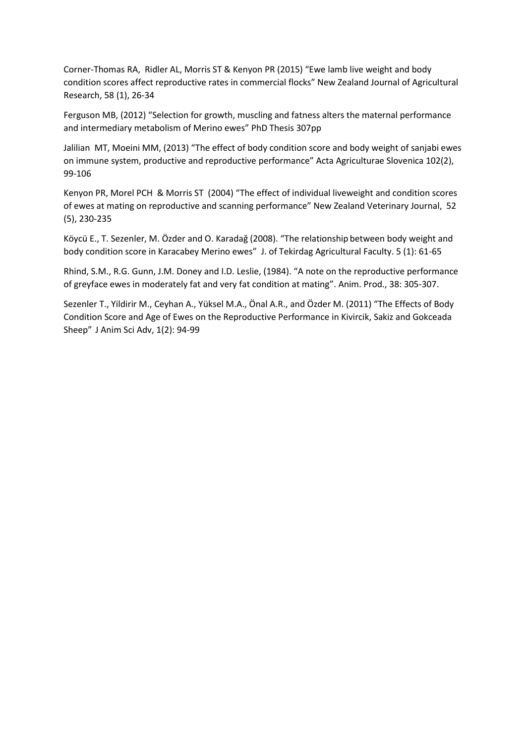Corner-Thomas RA, Ridler AL, Morris ST & Kenyon PR (2015) “Ewe lamb live weight and body condition scores affect reproductive rates in commercial flocks” New Zealand Journal of Agricultural Research, 58 (1), 26-34

Ferguson MB, (2012) “Selection for growth, muscling and fatness alters the maternal performance and intermediary metabolism of Merino ewes” PhD Thesis 307pp

Jalilian MT, Moeini MM, (2013) “The effect of body condition score and body weight of sanjabi ewes on immune system, productive and reproductive performance” Acta Agriculturae Slovenica 102(2), 99-106

Kenyon PR, Morel PCH & Morris ST (2004) “The effect of individual liveweight and condition scores of ewes at mating on reproductive and scanning performance” New Zealand Veterinary Journal, 52 (5), 230-235

Köycü E., T. Sezenler, M. Özder and O. Karadağ (2008). “The relationship between body weight and body condition score in Karacabey Merino ewes” J. of Tekirdag Agricultural Faculty. 5 (1): 61-65

Rhind, S.M., R.G. Gunn, J.M. Doney and I.D. Leslie, (1984). “A note on the reproductive performance of greyface ewes in moderately fat and very fat condition at mating”. Anim. Prod., 38: 305-307.

Sezenler T., Yildirir M., Ceyhan A., Yüksel M.A., Önal A.R., and Özder M. (2011) “The Effects of Body Condition Score and Age of Ewes on the Reproductive Performance in Kivircik, Sakiz and Gokceada Sheep” J Anim Sci Adv, 1(2): 94-99